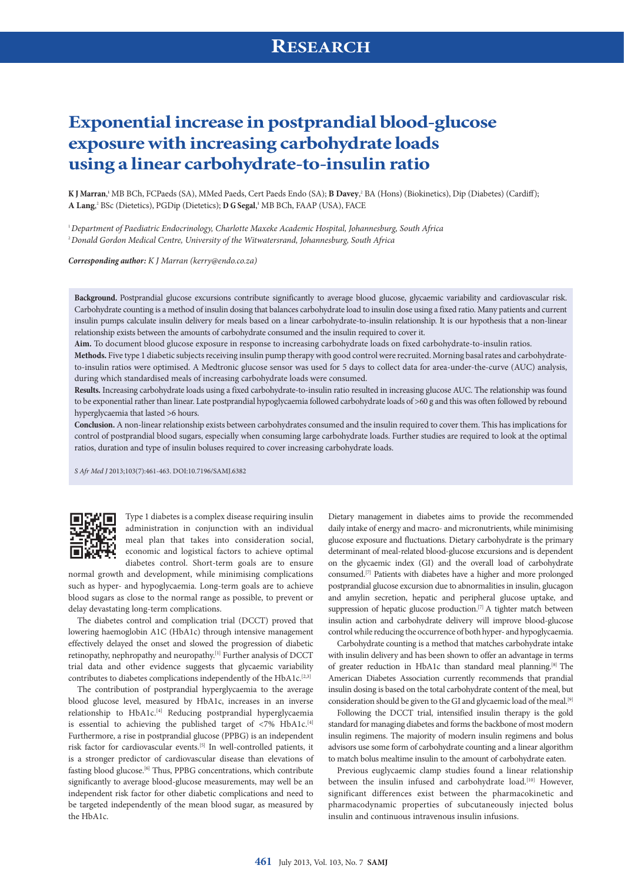# Exponential increase in postprandial blood-glucose exposure with increasing carbohydrate loads using a linear carbohydrate-to-insulin ratio

**K J Marran**,[1] MB BCh, FCPaeds (SA), MMed Paeds, Cert Paeds Endo (SA); **B Davey**,[2] BA (Hons) (Biokinetics), Dip (Diabetes) (Cardiff); **A Lang**,[2] BSc (Dietetics), PGDip (Dietetics); **D G Segal**,[1] MB BCh, FAAP (USA), FACE

[1] *Department of Paediatric Endocrinology, Charlotte Maxeke Academic Hospital, Johannesburg, South Africa*
[2] *Donald Gordon Medical Centre, University of the Witwatersrand, Johannesburg, South Africa*

***Corresponding author:*** *K J Marran (kerry@endo.co.za)*

**Background.** Postprandial glucose excursions contribute significantly to average blood glucose, glycaemic variability and cardiovascular risk. Carbohydrate counting is a method of insulin dosing that balances carbohydrate load to insulin dose using a fixed ratio. Many patients and current insulin pumps calculate insulin delivery for meals based on a linear carbohydrate-to-insulin relationship. It is our hypothesis that a non-linear relationship exists between the amounts of carbohydrate consumed and the insulin required to cover it.

**Aim.** To document blood glucose exposure in response to increasing carbohydrate loads on fixed carbohydrate-to-insulin ratios.

**Methods.** Five type 1 diabetic subjects receiving insulin pump therapy with good control were recruited. Morning basal rates and carbohydrate-to-insulin ratios were optimised. A Medtronic glucose sensor was used for 5 days to collect data for area-under-the-curve (AUC) analysis, during which standardised meals of increasing carbohydrate loads were consumed.

**Results.** Increasing carbohydrate loads using a fixed carbohydrate-to-insulin ratio resulted in increasing glucose AUC. The relationship was found to be exponential rather than linear. Late postprandial hypoglycaemia followed carbohydrate loads of >60 g and this was often followed by rebound hyperglycaemia that lasted >6 hours.

**Conclusion.** A non-linear relationship exists between carbohydrates consumed and the insulin required to cover them. This has implications for control of postprandial blood sugars, especially when consuming large carbohydrate loads. Further studies are required to look at the optimal ratios, duration and type of insulin boluses required to cover increasing carbohydrate loads.

*S Afr Med J* 2013;103(7):461-463. DOI:10.7196/SAMJ.6382

Type 1 diabetes is a complex disease requiring insulin administration in conjunction with an individual meal plan that takes into consideration social, economic and logistical factors to achieve optimal diabetes control. Short-term goals are to ensure normal growth and development, while minimising complications such as hyper- and hypoglycaemia. Long-term goals are to achieve blood sugars as close to the normal range as possible, to prevent or delay devastating long-term complications.

The diabetes control and complication trial (DCCT) proved that lowering haemoglobin A1C (HbA1c) through intensive management effectively delayed the onset and slowed the progression of diabetic retinopathy, nephropathy and neuropathy.[1] Further analysis of DCCT trial data and other evidence suggests that glycaemic variability contributes to diabetes complications independently of the HbA1c.[2,3]

The contribution of postprandial hyperglycaemia to the average blood glucose level, measured by HbA1c, increases in an inverse relationship to HbA1c.[4] Reducing postprandial hyperglycaemia is essential to achieving the published target of <7% HbA1c.[4] Furthermore, a rise in postprandial glucose (PPBG) is an independent risk factor for cardiovascular events.[5] In well-controlled patients, it is a stronger predictor of cardiovascular disease than elevations of fasting blood glucose.[6] Thus, PPBG concentrations, which contribute significantly to average blood-glucose measurements, may well be an independent risk factor for other diabetic complications and need to be targeted independently of the mean blood sugar, as measured by the HbA1c.

Dietary management in diabetes aims to provide the recommended daily intake of energy and macro- and micronutrients, while minimising glucose exposure and fluctuations. Dietary carbohydrate is the primary determinant of meal-related blood-glucose excursions and is dependent on the glycaemic index (GI) and the overall load of carbohydrate consumed.[7] Patients with diabetes have a higher and more prolonged postprandial glucose excursion due to abnormalities in insulin, glucagon and amylin secretion, hepatic and peripheral glucose uptake, and suppression of hepatic glucose production.[7] A tighter match between insulin action and carbohydrate delivery will improve blood-glucose control while reducing the occurrence of both hyper- and hypoglycaemia.

Carbohydrate counting is a method that matches carbohydrate intake with insulin delivery and has been shown to offer an advantage in terms of greater reduction in HbA1c than standard meal planning.[8] The American Diabetes Association currently recommends that prandial insulin dosing is based on the total carbohydrate content of the meal, but consideration should be given to the GI and glycaemic load of the meal.[9]

Following the DCCT trial, intensified insulin therapy is the gold standard for managing diabetes and forms the backbone of most modern insulin regimens. The majority of modern insulin regimens and bolus advisors use some form of carbohydrate counting and a linear algorithm to match bolus mealtime insulin to the amount of carbohydrate eaten.

Previous euglycaemic clamp studies found a linear relationship between the insulin infused and carbohydrate load.[10] However, significant differences exist between the pharmacokinetic and pharmacodynamic properties of subcutaneously injected bolus insulin and continuous intravenous insulin infusions.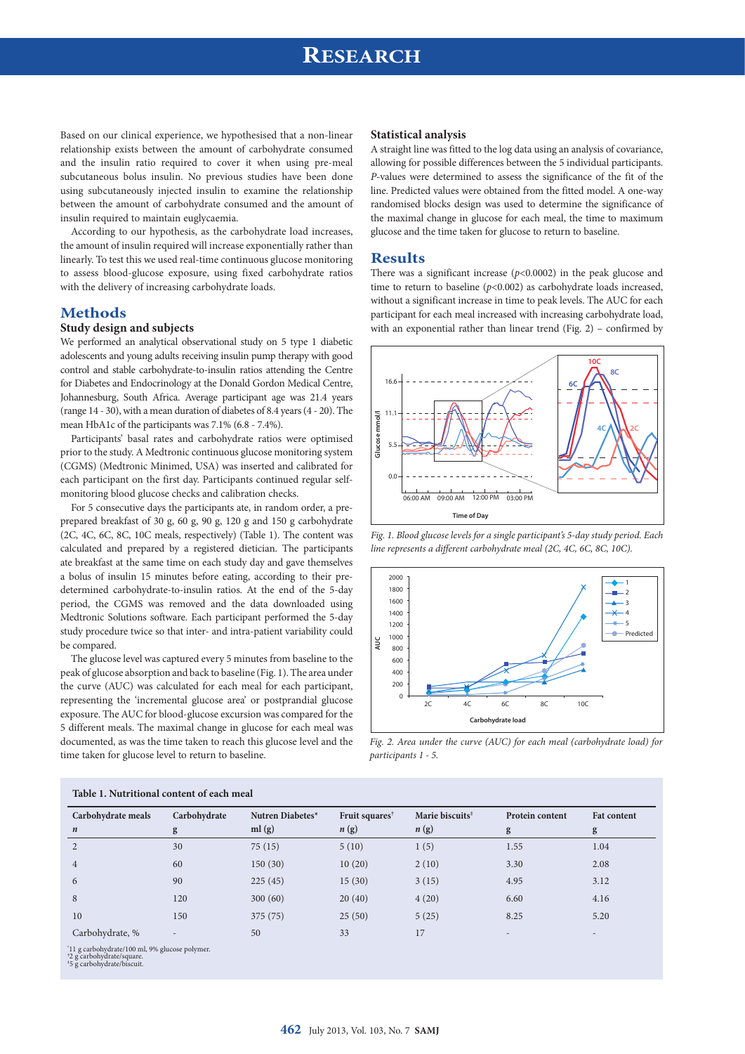Based on our clinical experience, we hypothesised that a non-linear relationship exists between the amount of carbohydrate consumed and the insulin ratio required to cover it when using pre-meal subcutaneous bolus insulin. No previous studies have been done using subcutaneously injected insulin to examine the relationship between the amount of carbohydrate consumed and the amount of insulin required to maintain euglycaemia.

According to our hypothesis, as the carbohydrate load increases, the amount of insulin required will increase exponentially rather than linearly. To test this we used real-time continuous glucose monitoring to assess blood-glucose exposure, using fixed carbohydrate ratios with the delivery of increasing carbohydrate loads.

## Methods

### Study design and subjects

We performed an analytical observational study on 5 type 1 diabetic adolescents and young adults receiving insulin pump therapy with good control and stable carbohydrate-to-insulin ratios attending the Centre for Diabetes and Endocrinology at the Donald Gordon Medical Centre, Johannesburg, South Africa. Average participant age was 21.4 years (range 14 - 30), with a mean duration of diabetes of 8.4 years (4 - 20). The mean HbA1c of the participants was 7.1% (6.8 - 7.4%).

Participants' basal rates and carbohydrate ratios were optimised prior to the study. A Medtronic continuous glucose monitoring system (CGMS) (Medtronic Minimed, USA) was inserted and calibrated for each participant on the first day. Participants continued regular self-monitoring blood glucose checks and calibration checks.

For 5 consecutive days the participants ate, in random order, a pre-prepared breakfast of 30 g, 60 g, 90 g, 120 g and 150 g carbohydrate (2C, 4C, 6C, 8C, 10C meals, respectively) (Table 1). The content was calculated and prepared by a registered dietician. The participants ate breakfast at the same time on each study day and gave themselves a bolus of insulin 15 minutes before eating, according to their pre-determined carbohydrate-to-insulin ratios. At the end of the 5-day period, the CGMS was removed and the data downloaded using Medtronic Solutions software. Each participant performed the 5-day study procedure twice so that inter- and intra-patient variability could be compared.

The glucose level was captured every 5 minutes from baseline to the peak of glucose absorption and back to baseline (Fig. 1). The area under the curve (AUC) was calculated for each meal for each participant, representing the 'incremental glucose area' or postprandial glucose exposure. The AUC for blood-glucose excursion was compared for the 5 different meals. The maximal change in glucose for each meal was documented, as was the time taken to reach this glucose level and the time taken for glucose level to return to baseline.

### Statistical analysis

A straight line was fitted to the log data using an analysis of covariance, allowing for possible differences between the 5 individual participants. *P*-values were determined to assess the significance of the fit of the line. Predicted values were obtained from the fitted model. A one-way randomised blocks design was used to determine the significance of the maximal change in glucose for each meal, the time to maximum glucose and the time taken for glucose to return to baseline.

## Results

There was a significant increase ($p<0.0002$) in the peak glucose and time to return to baseline ($p<0.002$) as carbohydrate loads increased, without a significant increase in time to peak levels. The AUC for each participant for each meal increased with increasing carbohydrate load, with an exponential rather than linear trend (Fig. 2) – confirmed by

*Fig. 1. Blood glucose levels for a single participant's 5-day study period. Each line represents a different carbohydrate meal (2C, 4C, 6C, 8C, 10C).*

*Fig. 2. Area under the curve (AUC) for each meal (carbohydrate load) for participants 1 - 5.*

**Table 1. Nutritional content of each meal**

| Carbohydrate meals *n* | Carbohydrate g | Nutren Diabetes* ml (g) | Fruit squares† *n* (g) | Marie biscuits‡ *n* (g) | Protein content g | Fat content g |
|---|---|---|---|---|---|---|
| 2 | 30 | 75 (15) | 5 (10) | 1 (5) | 1.55 | 1.04 |
| 4 | 60 | 150 (30) | 10 (20) | 2 (10) | 3.30 | 2.08 |
| 6 | 90 | 225 (45) | 15 (30) | 3 (15) | 4.95 | 3.12 |
| 8 | 120 | 300 (60) | 20 (40) | 4 (20) | 6.60 | 4.16 |
| 10 | 150 | 375 (75) | 25 (50) | 5 (25) | 8.25 | 5.20 |
| Carbohydrate, % | - | 50 | 33 | 17 | - | - |

*11 g carbohydrate/100 ml, 9% glucose polymer.
†2 g carbohydrate/square.
‡5 g carbohydrate/biscuit.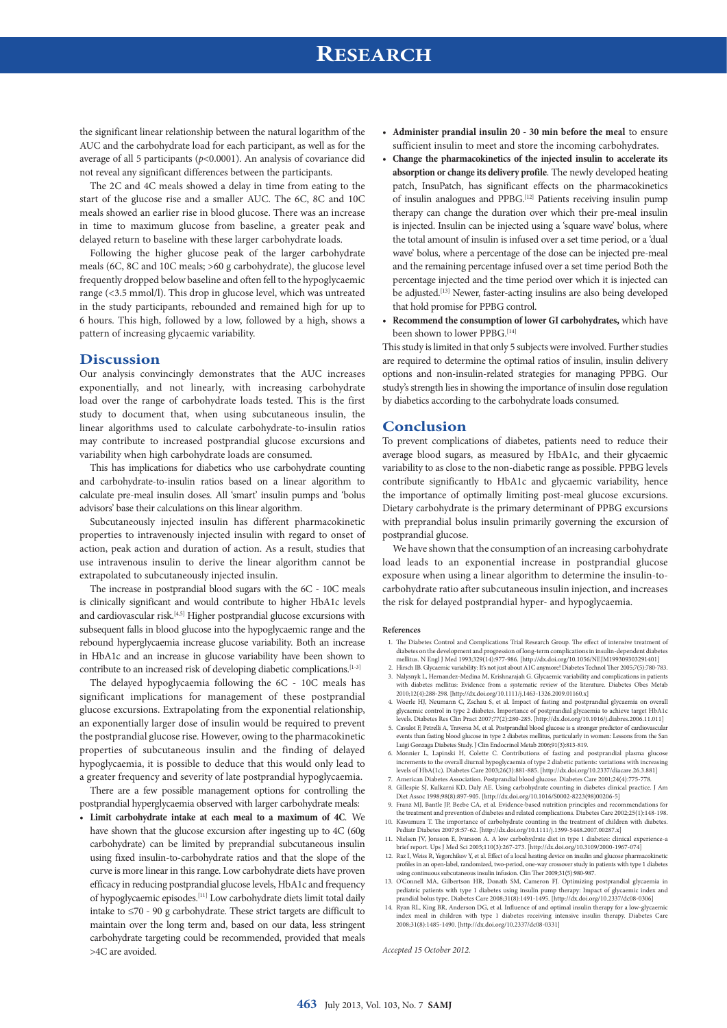the significant linear relationship between the natural logarithm of the AUC and the carbohydrate load for each participant, as well as for the average of all 5 participants ($p<0.0001$). An analysis of covariance did not reveal any significant differences between the participants.

The 2C and 4C meals showed a delay in time from eating to the start of the glucose rise and a smaller AUC. The 6C, 8C and 10C meals showed an earlier rise in blood glucose. There was an increase in time to maximum glucose from baseline, a greater peak and delayed return to baseline with these larger carbohydrate loads.

Following the higher glucose peak of the larger carbohydrate meals (6C, 8C and 10C meals; >60 g carbohydrate), the glucose level frequently dropped below baseline and often fell to the hypoglycaemic range (<3.5 mmol/l). This drop in glucose level, which was untreated in the study participants, rebounded and remained high for up to 6 hours. This high, followed by a low, followed by a high, shows a pattern of increasing glycaemic variability.

## Discussion

Our analysis convincingly demonstrates that the AUC increases exponentially, and not linearly, with increasing carbohydrate load over the range of carbohydrate loads tested. This is the first study to document that, when using subcutaneous insulin, the linear algorithms used to calculate carbohydrate-to-insulin ratios may contribute to increased postprandial glucose excursions and variability when high carbohydrate loads are consumed.

This has implications for diabetics who use carbohydrate counting and carbohydrate-to-insulin ratios based on a linear algorithm to calculate pre-meal insulin doses. All 'smart' insulin pumps and 'bolus advisors' base their calculations on this linear algorithm.

Subcutaneously injected insulin has different pharmacokinetic properties to intravenously injected insulin with regard to onset of action, peak action and duration of action. As a result, studies that use intravenous insulin to derive the linear algorithm cannot be extrapolated to subcutaneously injected insulin.

The increase in postprandial blood sugars with the 6C - 10C meals is clinically significant and would contribute to higher HbA1c levels and cardiovascular risk.[4,5] Higher postprandial glucose excursions with subsequent falls in blood glucose into the hypoglycaemic range and the rebound hyperglycaemia increase glucose variability. Both an increase in HbA1c and an increase in glucose variability have been shown to contribute to an increased risk of developing diabetic complications.[1-3]

The delayed hypoglycaemia following the 6C - 10C meals has significant implications for management of these postprandial glucose excursions. Extrapolating from the exponential relationship, an exponentially larger dose of insulin would be required to prevent the postprandial glucose rise. However, owing to the pharmacokinetic properties of subcutaneous insulin and the finding of delayed hypoglycaemia, it is possible to deduce that this would only lead to a greater frequency and severity of late postprandial hypoglycaemia.

There are a few possible management options for controlling the postprandial hyperglycaemia observed with larger carbohydrate meals:

- **Limit carbohydrate intake at each meal to a maximum of 4C**. We have shown that the glucose excursion after ingesting up to 4C (60g carbohydrate) can be limited by preprandial subcutaneous insulin using fixed insulin-to-carbohydrate ratios and that the slope of the curve is more linear in this range. Low carbohydrate diets have proven efficacy in reducing postprandial glucose levels, HbA1c and frequency of hypoglycaemic episodes.[11] Low carbohydrate diets limit total daily intake to ≤70 - 90 g carbohydrate. These strict targets are difficult to maintain over the long term and, based on our data, less stringent carbohydrate targeting could be recommended, provided that meals >4C are avoided.
- **Administer prandial insulin 20 - 30 min before the meal** to ensure sufficient insulin to meet and store the incoming carbohydrates.
- **Change the pharmacokinetics of the injected insulin to accelerate its absorption or change its delivery profile**. The newly developed heating patch, InsuPatch, has significant effects on the pharmacokinetics of insulin analogues and PPBG.[12] Patients receiving insulin pump therapy can change the duration over which their pre-meal insulin is injected. Insulin can be injected using a 'square wave' bolus, where the total amount of insulin is infused over a set time period, or a 'dual wave' bolus, where a percentage of the dose can be injected pre-meal and the remaining percentage infused over a set time period Both the percentage injected and the time period over which it is injected can be adjusted.[13] Newer, faster-acting insulins are also being developed that hold promise for PPBG control.
- **Recommend the consumption of lower GI carbohydrates,** which have been shown to lower PPBG.[14]

This study is limited in that only 5 subjects were involved. Further studies are required to determine the optimal ratios of insulin, insulin delivery options and non-insulin-related strategies for managing PPBG. Our study's strength lies in showing the importance of insulin dose regulation by diabetics according to the carbohydrate loads consumed.

## Conclusion

To prevent complications of diabetes, patients need to reduce their average blood sugars, as measured by HbA1c, and their glycaemic variability to as close to the non-diabetic range as possible. PPBG levels contribute significantly to HbA1c and glycaemic variability, hence the importance of optimally limiting post-meal glucose excursions. Dietary carbohydrate is the primary determinant of PPBG excursions with preprandial bolus insulin primarily governing the excursion of postprandial glucose.

We have shown that the consumption of an increasing carbohydrate load leads to an exponential increase in postprandial glucose exposure when using a linear algorithm to determine the insulin-to-carbohydrate ratio after subcutaneous insulin injection, and increases the risk for delayed postprandial hyper- and hypoglycaemia.

### References

1. The Diabetes Control and Complications Trial Research Group. The effect of intensive treatment of diabetes on the development and progression of long-term complications in insulin-dependent diabetes mellitus. N Engl J Med 1993;329(14):977-986. [http://dx.doi.org/10.1056/NEJM199309303291401]
2. Hirsch IB. Glycaemic variability: It's not just about A1C anymore! Diabetes Technol Ther 2005;7(5):780-783.
3. Nalysnyk L, Hernandez-Medina M, Krishnarajah G. Glycaemic variability and complications in patients with diabetes mellitus: Evidence from a systematic review of the literature. Diabetes Obes Metab 2010;12(4):288-298. [http://dx.doi.org/10.1111/j.1463-1326.2009.01160.x]
4. Woerle HJ, Neumann C, Zschau S, et al. Impact of fasting and postprandial glycaemia on overall glycaemic control in type 2 diabetes. Importance of postprandial glycaemia to achieve target HbA1c levels. Diabetes Res Clin Pract 2007;77(2):280-285. [http://dx.doi.org/10.1016/j.diabres.2006.11.011]
5. Cavalot F, Petrelli A, Traversa M, et al. Postprandial blood glucose is a stronger predictor of cardiovascular events than fasting blood glucose in type 2 diabetes mellitus, particularly in women: Lessons from the San Luigi Gonzaga Diabetes Study. J Clin Endocrinol Metab 2006;91(3):813-819.
6. Monnier L, Lapinski H, Colette C. Contributions of fasting and postprandial plasma glucose increments to the overall diurnal hypoglycaemia of type 2 diabetic patients: variations with increasing levels of HbA(1c). Diabetes Care 2003;26(3):881-885. [http://dx.doi.org/10.2337/diacare.26.3.881]
7. American Diabetes Association. Postprandial blood glucose. Diabetes Care 2001;24(4):775-778.
8. Gillespie SJ, Kulkarni KD, Daly AE. Using carbohydrate counting in diabetes clinical practice. J Am Diet Assoc 1998;98(8):897-905. [http://dx.doi.org/10.1016/S0002-8223(98)00206-5]
9. Franz MJ, Bantle JP, Beebe CA, et al. Evidence-based nutrition principles and recommendations for the treatment and prevention of diabetes and related complications. Diabetes Care 2002;25(1):148-198.
10. Kawamura T. The importance of carbohydrate counting in the treatment of children with diabetes. Pediatr Diabetes 2007;8:57-62. [http://dx.doi.org/10.1111/j.1399-5448.2007.00287.x]
11. Nielsen JV, Jonsson E, Ivarsson A. A low carbohydrate diet in type 1 diabetes: clinical experience-a brief report. Ups J Med Sci 2005;110(3):267-273. [http://dx.doi.org/10.3109/2000-1967-074]
12. Raz I, Weiss R, Yegorchikov Y, et al. Effect of a local heating device on insulin and glucose pharmacokinetic profiles in an open-label, randomized, two-period, one-way crossover study in patients with type 1 diabetes using continuous subcutaneous insulin infusion. Clin Ther 2009;31(5):980-987.
13. O'Connell MA, Gilbertson HR, Donath SM, Cameron FJ. Optimizing postprandial glycaemia in pediatric patients with type 1 diabetes using insulin pump therapy: Impact of glycaemic index and prandial bolus type. Diabetes Care 2008;31(8):1491-1495. [http://dx.doi.org/10.2337/dc08-0306]
14. Ryan RL, King BR, Anderson DG, et al. Influence of and optimal insulin therapy for a low-glycaemic index meal in children with type 1 diabetes receiving intensive insulin therapy. Diabetes Care 2008;31(8):1485-1490. [http://dx.doi.org/10.2337/dc08-0331]

*Accepted 15 October 2012.*